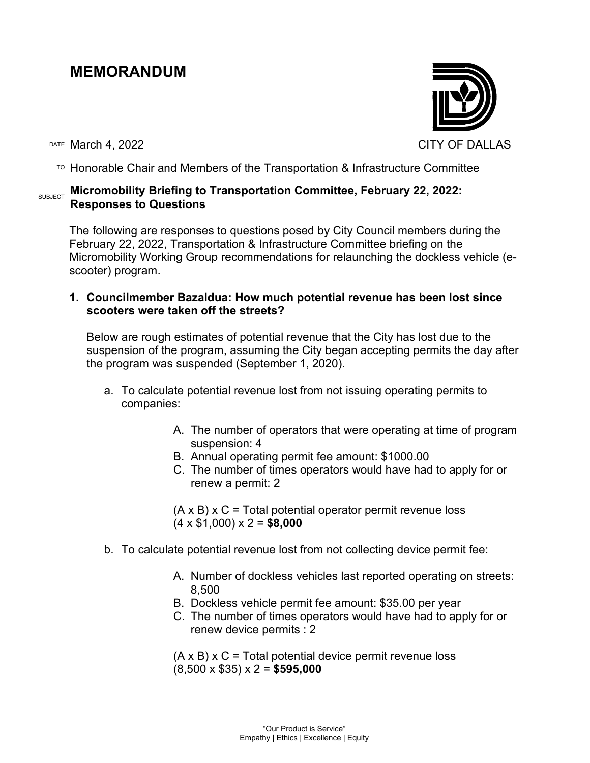# MEMORANDUM

CITY OF DALLAS

DATE March 4, 2022

TO Honorable Chair and Members of the Transportation & Infrastructure Committee

SUBJECT **Micromobility Briefing to Transportation Committee, February 22, 2022: Responses to Questions**

The following are responses to questions posed by City Council members during the February 22, 2022, Transportation & Infrastructure Committee briefing on the Micromobility Working Group recommendations for relaunching the dockless vehicle (e-scooter) program.

**1. Councilmember Bazaldua: How much potential revenue has been lost since scooters were taken off the streets?**

Below are rough estimates of potential revenue that the City has lost due to the suspension of the program, assuming the City began accepting permits the day after the program was suspended (September 1, 2020).

a. To calculate potential revenue lost from not issuing operating permits to companies:

   A. The number of operators that were operating at time of program suspension: 4
   B. Annual operating permit fee amount: $1000.00
   C. The number of times operators would have had to apply for or renew a permit: 2

   (A x B) x C = Total potential operator permit revenue loss
   (4 x $1,000) x 2 = **$8,000**

b. To calculate potential revenue lost from not collecting device permit fee:

   A. Number of dockless vehicles last reported operating on streets: 8,500
   B. Dockless vehicle permit fee amount: $35.00 per year
   C. The number of times operators would have had to apply for or renew device permits : 2

   (A x B) x C = Total potential device permit revenue loss
   (8,500 x $35) x 2 = **$595,000**

"Our Product is Service"
Empathy | Ethics | Excellence | Equity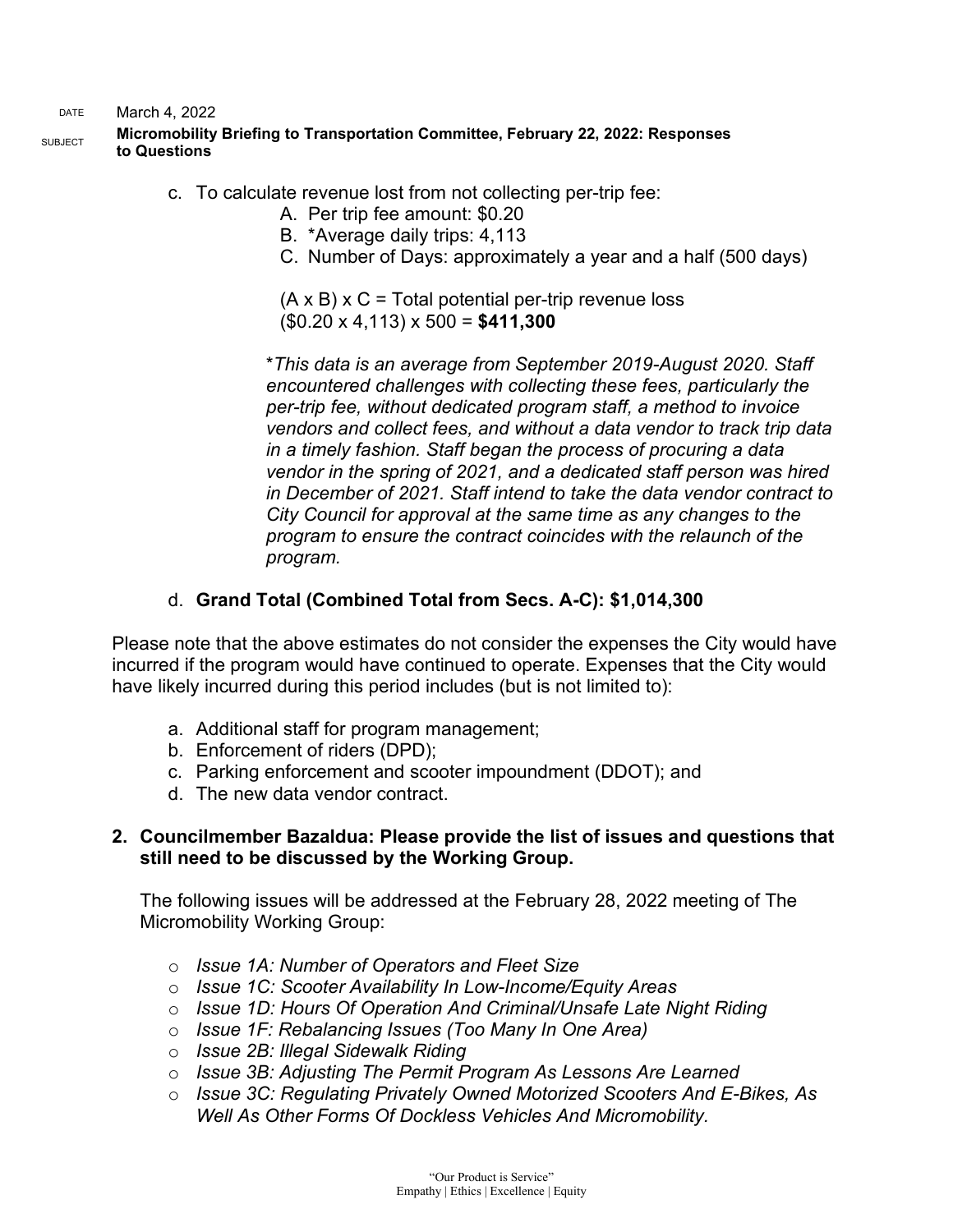c. To calculate revenue lost from not collecting per-trip fee:

   A. Per trip fee amount: $0.20
   B. *Average daily trips: 4,113
   C. Number of Days: approximately a year and a half (500 days)

   (A x B) x C = Total potential per-trip revenue loss
   ($0.20 x 4,113) x 500 = **$411,300**

   **This data is an average from September 2019-August 2020. Staff encountered challenges with collecting these fees, particularly the per-trip fee, without dedicated program staff, a method to invoice vendors and collect fees, and without a data vendor to track trip data in a timely fashion. Staff began the process of procuring a data vendor in the spring of 2021, and a dedicated staff person was hired in December of 2021. Staff intend to take the data vendor contract to City Council for approval at the same time as any changes to the program to ensure the contract coincides with the relaunch of the program.*

d. **Grand Total (Combined Total from Secs. A-C): $1,014,300**

Please note that the above estimates do not consider the expenses the City would have incurred if the program would have continued to operate. Expenses that the City would have likely incurred during this period includes (but is not limited to):

a. Additional staff for program management;
b. Enforcement of riders (DPD);
c. Parking enforcement and scooter impoundment (DDOT); and
d. The new data vendor contract.

2. **Councilmember Bazaldua: Please provide the list of issues and questions that still need to be discussed by the Working Group.**

   The following issues will be addressed at the February 28, 2022 meeting of The Micromobility Working Group:

   - *Issue 1A: Number of Operators and Fleet Size*
   - *Issue 1C: Scooter Availability In Low-Income/Equity Areas*
   - *Issue 1D: Hours Of Operation And Criminal/Unsafe Late Night Riding*
   - *Issue 1F: Rebalancing Issues (Too Many In One Area)*
   - *Issue 2B: Illegal Sidewalk Riding*
   - *Issue 3B: Adjusting The Permit Program As Lessons Are Learned*
   - *Issue 3C: Regulating Privately Owned Motorized Scooters And E-Bikes, As Well As Other Forms Of Dockless Vehicles And Micromobility.*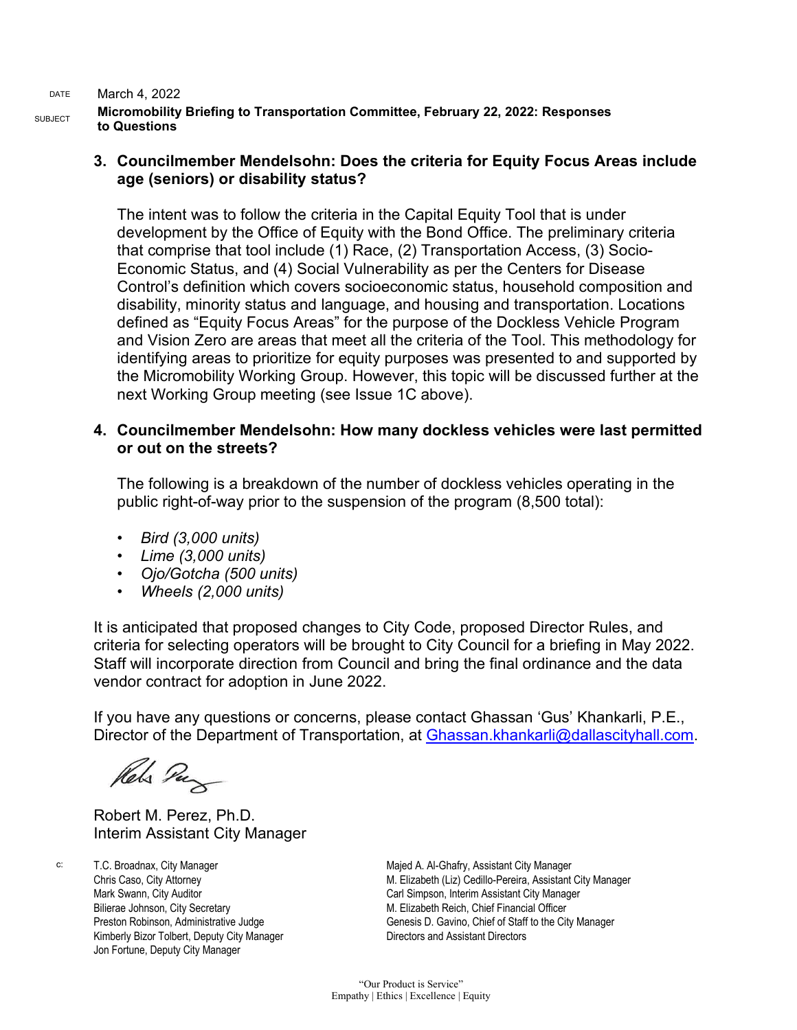DATE March 4, 2022

SUBJECT **Micromobility Briefing to Transportation Committee, February 22, 2022: Responses to Questions**

3. **Councilmember Mendelsohn: Does the criteria for Equity Focus Areas include age (seniors) or disability status?**

   The intent was to follow the criteria in the Capital Equity Tool that is under development by the Office of Equity with the Bond Office. The preliminary criteria that comprise that tool include (1) Race, (2) Transportation Access, (3) Socio-Economic Status, and (4) Social Vulnerability as per the Centers for Disease Control's definition which covers socioeconomic status, household composition and disability, minority status and language, and housing and transportation. Locations defined as "Equity Focus Areas" for the purpose of the Dockless Vehicle Program and Vision Zero are areas that meet all the criteria of the Tool. This methodology for identifying areas to prioritize for equity purposes was presented to and supported by the Micromobility Working Group. However, this topic will be discussed further at the next Working Group meeting (see Issue 1C above).

4. **Councilmember Mendelsohn: How many dockless vehicles were last permitted or out on the streets?**

   The following is a breakdown of the number of dockless vehicles operating in the public right-of-way prior to the suspension of the program (8,500 total):

   - *Bird (3,000 units)*
   - *Lime (3,000 units)*
   - *Ojo/Gotcha (500 units)*
   - *Wheels (2,000 units)*

It is anticipated that proposed changes to City Code, proposed Director Rules, and criteria for selecting operators will be brought to City Council for a briefing in May 2022. Staff will incorporate direction from Council and bring the final ordinance and the data vendor contract for adoption in June 2022.

If you have any questions or concerns, please contact Ghassan 'Gus' Khankarli, P.E., Director of the Department of Transportation, at Ghassan.khankarli@dallascityhall.com.

Robert M. Perez, Ph.D.
Interim Assistant City Manager

c:
T.C. Broadnax, City Manager
Chris Caso, City Attorney
Mark Swann, City Auditor
Bilierae Johnson, City Secretary
Preston Robinson, Administrative Judge
Kimberly Bizor Tolbert, Deputy City Manager
Jon Fortune, Deputy City Manager
Majed A. Al-Ghafry, Assistant City Manager
M. Elizabeth (Liz) Cedillo-Pereira, Assistant City Manager
Carl Simpson, Interim Assistant City Manager
M. Elizabeth Reich, Chief Financial Officer
Genesis D. Gavino, Chief of Staff to the City Manager
Directors and Assistant Directors

"Our Product is Service"
Empathy | Ethics | Excellence | Equity